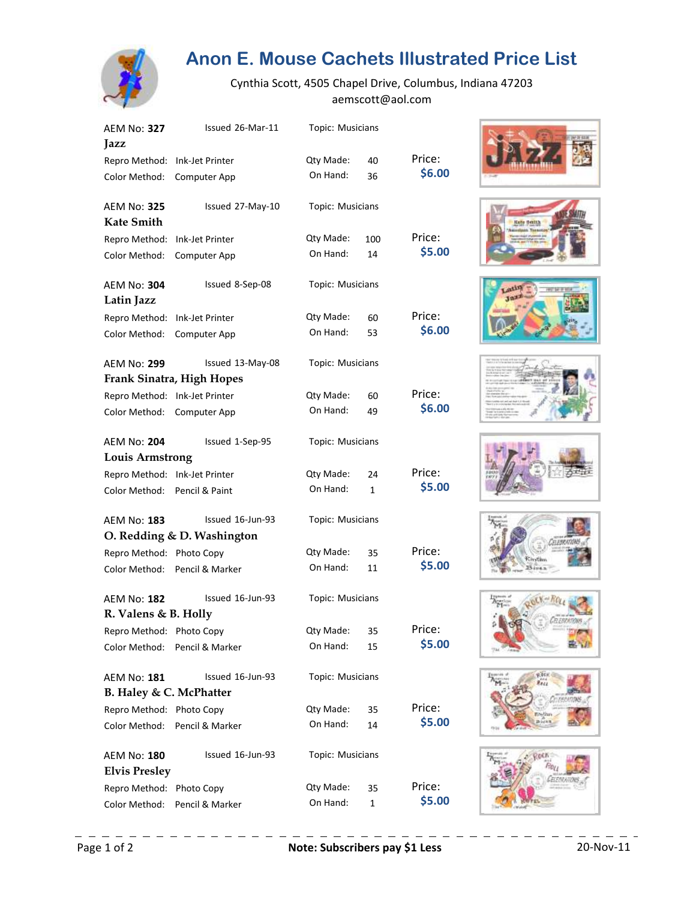# Anon E. Mouse Cachets Illustrated Price List

Cynthia Scott, 4505 Chapel Drive, Columbus, Indiana 47203
aemscott@aol.com

AEM No: **327** Issued 26-Mar-11 Topic: Musicians
**Jazz**
Repro Method: Ink-Jet Printer Qty Made: 40 Price:
Color Method: Computer App On Hand: 36 **$6.00**

AEM No: **325** Issued 27-May-10 Topic: Musicians
**Kate Smith**
Repro Method: Ink-Jet Printer Qty Made: 100 Price:
Color Method: Computer App On Hand: 14 **$5.00**

AEM No: **304** Issued 8-Sep-08 Topic: Musicians
**Latin Jazz**
Repro Method: Ink-Jet Printer Qty Made: 60 Price:
Color Method: Computer App On Hand: 53 **$6.00**

AEM No: **299** Issued 13-May-08 Topic: Musicians
**Frank Sinatra, High Hopes**
Repro Method: Ink-Jet Printer Qty Made: 60 Price:
Color Method: Computer App On Hand: 49 **$6.00**

AEM No: **204** Issued 1-Sep-95 Topic: Musicians
**Louis Armstrong**
Repro Method: Ink-Jet Printer Qty Made: 24 Price:
Color Method: Pencil & Paint On Hand: 1 **$5.00**

AEM No: **183** Issued 16-Jun-93 Topic: Musicians
**O. Redding & D. Washington**
Repro Method: Photo Copy Qty Made: 35 Price:
Color Method: Pencil & Marker On Hand: 11 **$5.00**

AEM No: **182** Issued 16-Jun-93 Topic: Musicians
**R. Valens & B. Holly**
Repro Method: Photo Copy Qty Made: 35 Price:
Color Method: Pencil & Marker On Hand: 15 **$5.00**

AEM No: **181** Issued 16-Jun-93 Topic: Musicians
**B. Haley & C. McPhatter**
Repro Method: Photo Copy Qty Made: 35 Price:
Color Method: Pencil & Marker On Hand: 14 **$5.00**

AEM No: **180** Issued 16-Jun-93 Topic: Musicians
**Elvis Presley**
Repro Method: Photo Copy Qty Made: 35 Price:
Color Method: Pencil & Marker On Hand: 1 **$5.00**

**Note: Subscribers pay $1 Less**

20-Nov-11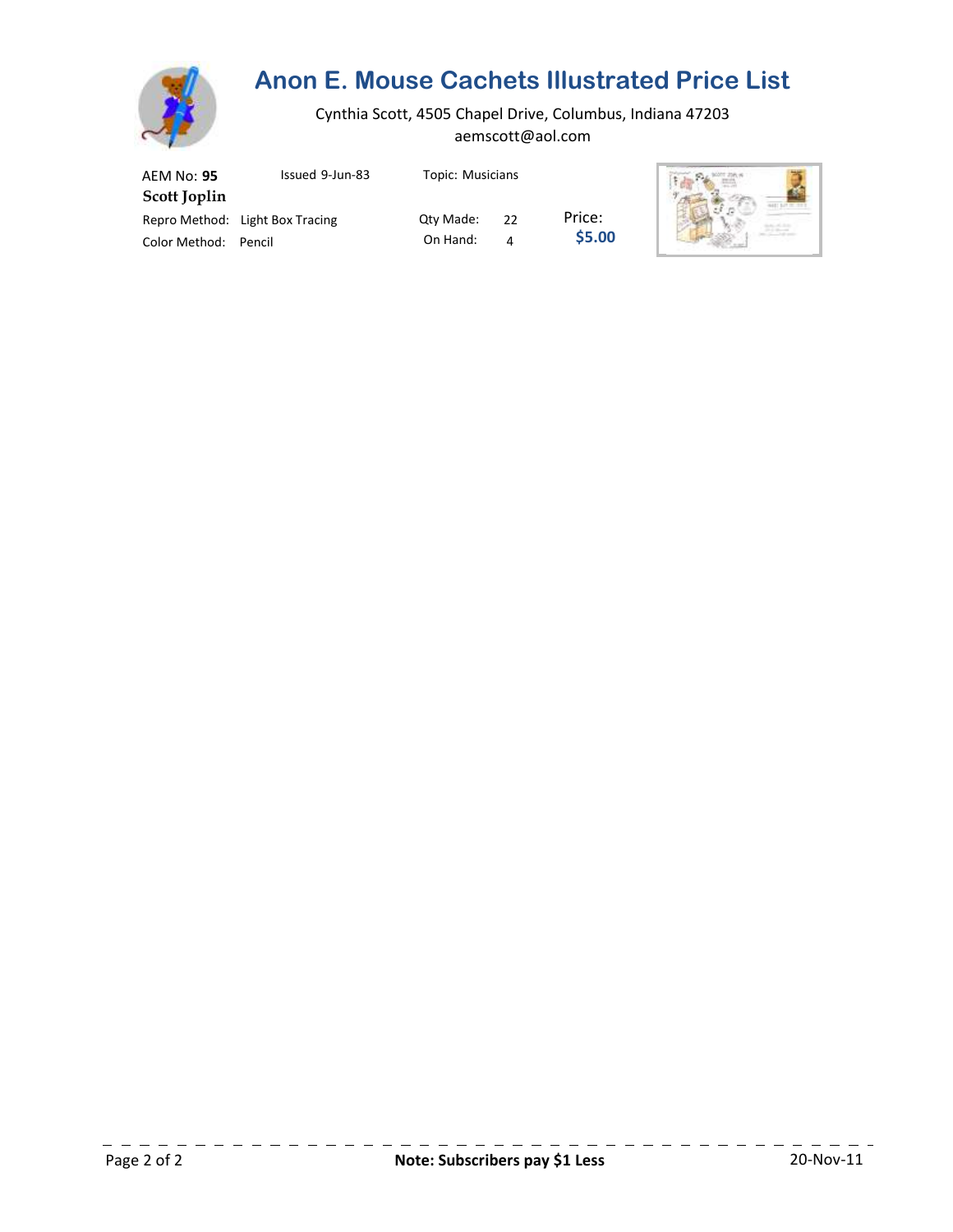# Anon E. Mouse Cachets Illustrated Price List

Cynthia Scott, 4505 Chapel Drive, Columbus, Indiana 47203
aemscott@aol.com

AEM No: **95** Issued 9-Jun-83 Topic: Musicians

**Scott Joplin**

Repro Method: Light Box Tracing Qty Made: 22 Price:

Color Method: Pencil On Hand: 4 **$5.00**

**Note: Subscribers pay $1 Less**

20-Nov-11